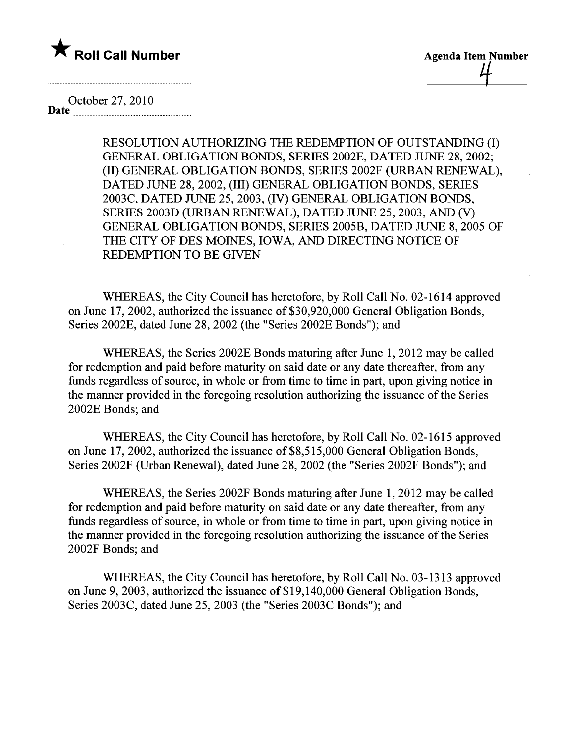★ **Roll Call Number**

**Agenda Item Number**

4

October 27, 2010

**Date**

RESOLUTION AUTHORIZING THE REDEMPTION OF OUTSTANDING (I) GENERAL OBLIGATION BONDS, SERIES 2002E, DATED JUNE 28, 2002; (II) GENERAL OBLIGATION BONDS, SERIES 2002F (URBAN RENEWAL), DATED JUNE 28, 2002, (III) GENERAL OBLIGATION BONDS, SERIES 2003C, DATED JUNE 25, 2003, (IV) GENERAL OBLIGATION BONDS, SERIES 2003D (URBAN RENEWAL), DATED JUNE 25, 2003, AND (V) GENERAL OBLIGATION BONDS, SERIES 2005B, DATED JUNE 8, 2005 OF THE CITY OF DES MOINES, IOWA, AND DIRECTING NOTICE OF REDEMPTION TO BE GIVEN

WHEREAS, the City Council has heretofore, by Roll Call No. 02-1614 approved on June 17, 2002, authorized the issuance of $30,920,000 General Obligation Bonds, Series 2002E, dated June 28, 2002 (the "Series 2002E Bonds"); and

WHEREAS, the Series 2002E Bonds maturing after June 1, 2012 may be called for redemption and paid before maturity on said date or any date thereafter, from any funds regardless of source, in whole or from time to time in part, upon giving notice in the manner provided in the foregoing resolution authorizing the issuance of the Series 2002E Bonds; and

WHEREAS, the City Council has heretofore, by Roll Call No. 02-1615 approved on June 17, 2002, authorized the issuance of $8,515,000 General Obligation Bonds, Series 2002F (Urban Renewal), dated June 28, 2002 (the "Series 2002F Bonds"); and

WHEREAS, the Series 2002F Bonds maturing after June 1, 2012 may be called for redemption and paid before maturity on said date or any date thereafter, from any funds regardless of source, in whole or from time to time in part, upon giving notice in the manner provided in the foregoing resolution authorizing the issuance of the Series 2002F Bonds; and

WHEREAS, the City Council has heretofore, by Roll Call No. 03-1313 approved on June 9, 2003, authorized the issuance of $19,140,000 General Obligation Bonds, Series 2003C, dated June 25, 2003 (the "Series 2003C Bonds"); and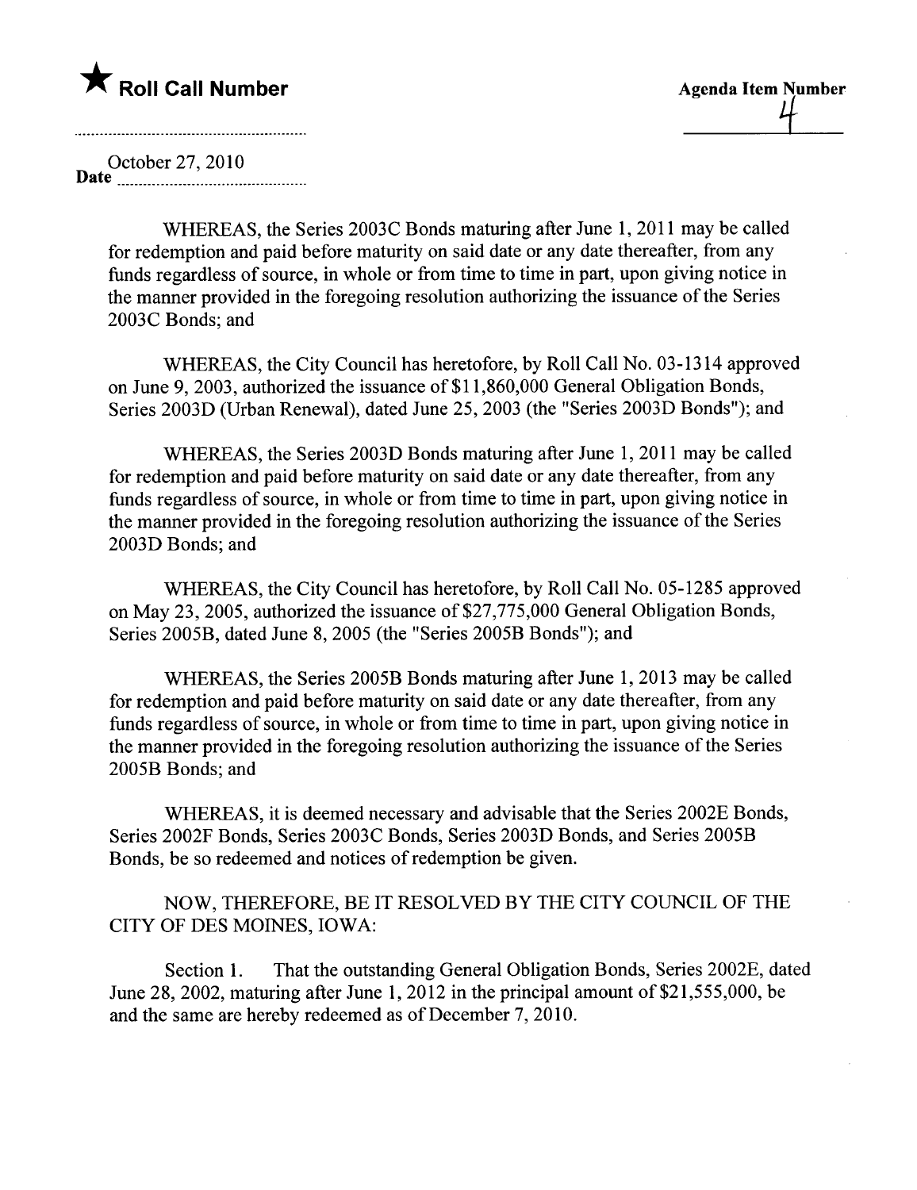★ **Roll Call Number**

**Agenda Item Number**
4

October 27, 2010
**Date**

WHEREAS, the Series 2003C Bonds maturing after June 1, 2011 may be called for redemption and paid before maturity on said date or any date thereafter, from any funds regardless of source, in whole or from time to time in part, upon giving notice in the manner provided in the foregoing resolution authorizing the issuance of the Series 2003C Bonds; and

WHEREAS, the City Council has heretofore, by Roll Call No. 03-1314 approved on June 9, 2003, authorized the issuance of $11,860,000 General Obligation Bonds, Series 2003D (Urban Renewal), dated June 25, 2003 (the "Series 2003D Bonds"); and

WHEREAS, the Series 2003D Bonds maturing after June 1, 2011 may be called for redemption and paid before maturity on said date or any date thereafter, from any funds regardless of source, in whole or from time to time in part, upon giving notice in the manner provided in the foregoing resolution authorizing the issuance of the Series 2003D Bonds; and

WHEREAS, the City Council has heretofore, by Roll Call No. 05-1285 approved on May 23, 2005, authorized the issuance of $27,775,000 General Obligation Bonds, Series 2005B, dated June 8, 2005 (the "Series 2005B Bonds"); and

WHEREAS, the Series 2005B Bonds maturing after June 1, 2013 may be called for redemption and paid before maturity on said date or any date thereafter, from any funds regardless of source, in whole or from time to time in part, upon giving notice in the manner provided in the foregoing resolution authorizing the issuance of the Series 2005B Bonds; and

WHEREAS, it is deemed necessary and advisable that the Series 2002E Bonds, Series 2002F Bonds, Series 2003C Bonds, Series 2003D Bonds, and Series 2005B Bonds, be so redeemed and notices of redemption be given.

NOW, THEREFORE, BE IT RESOLVED BY THE CITY COUNCIL OF THE CITY OF DES MOINES, IOWA:

Section 1. That the outstanding General Obligation Bonds, Series 2002E, dated June 28, 2002, maturing after June 1, 2012 in the principal amount of $21,555,000, be and the same are hereby redeemed as of December 7, 2010.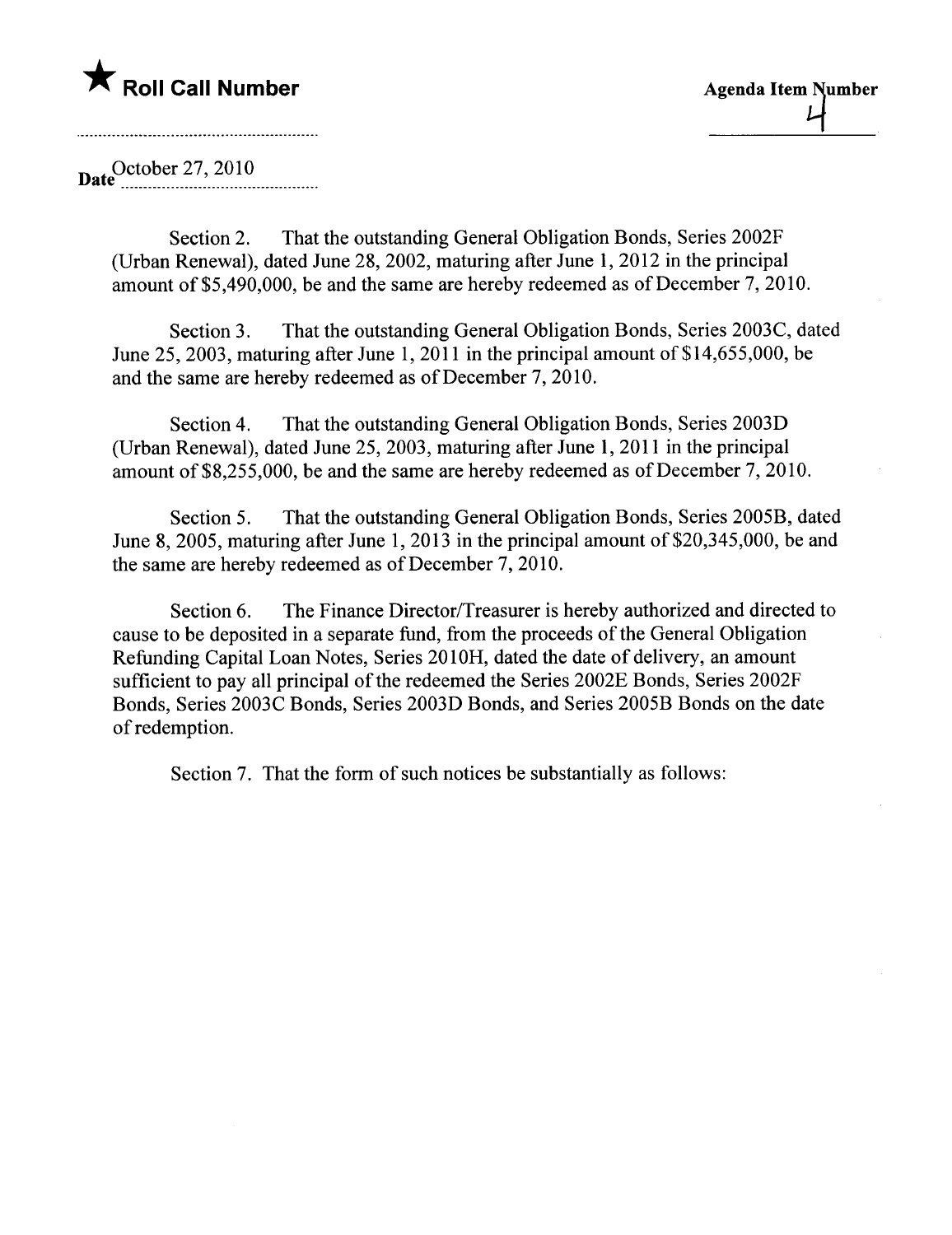★ **Roll Call Number**

**Agenda Item Number**
4

Date October 27, 2010

Section 2. That the outstanding General Obligation Bonds, Series 2002F (Urban Renewal), dated June 28, 2002, maturing after June 1, 2012 in the principal amount of $5,490,000, be and the same are hereby redeemed as of December 7, 2010.

Section 3. That the outstanding General Obligation Bonds, Series 2003C, dated June 25, 2003, maturing after June 1, 2011 in the principal amount of $14,655,000, be and the same are hereby redeemed as of December 7, 2010.

Section 4. That the outstanding General Obligation Bonds, Series 2003D (Urban Renewal), dated June 25, 2003, maturing after June 1, 2011 in the principal amount of $8,255,000, be and the same are hereby redeemed as of December 7, 2010.

Section 5. That the outstanding General Obligation Bonds, Series 2005B, dated June 8, 2005, maturing after June 1, 2013 in the principal amount of $20,345,000, be and the same are hereby redeemed as of December 7, 2010.

Section 6. The Finance Director/Treasurer is hereby authorized and directed to cause to be deposited in a separate fund, from the proceeds of the General Obligation Refunding Capital Loan Notes, Series 2010H, dated the date of delivery, an amount sufficient to pay all principal of the redeemed the Series 2002E Bonds, Series 2002F Bonds, Series 2003C Bonds, Series 2003D Bonds, and Series 2005B Bonds on the date of redemption.

Section 7. That the form of such notices be substantially as follows: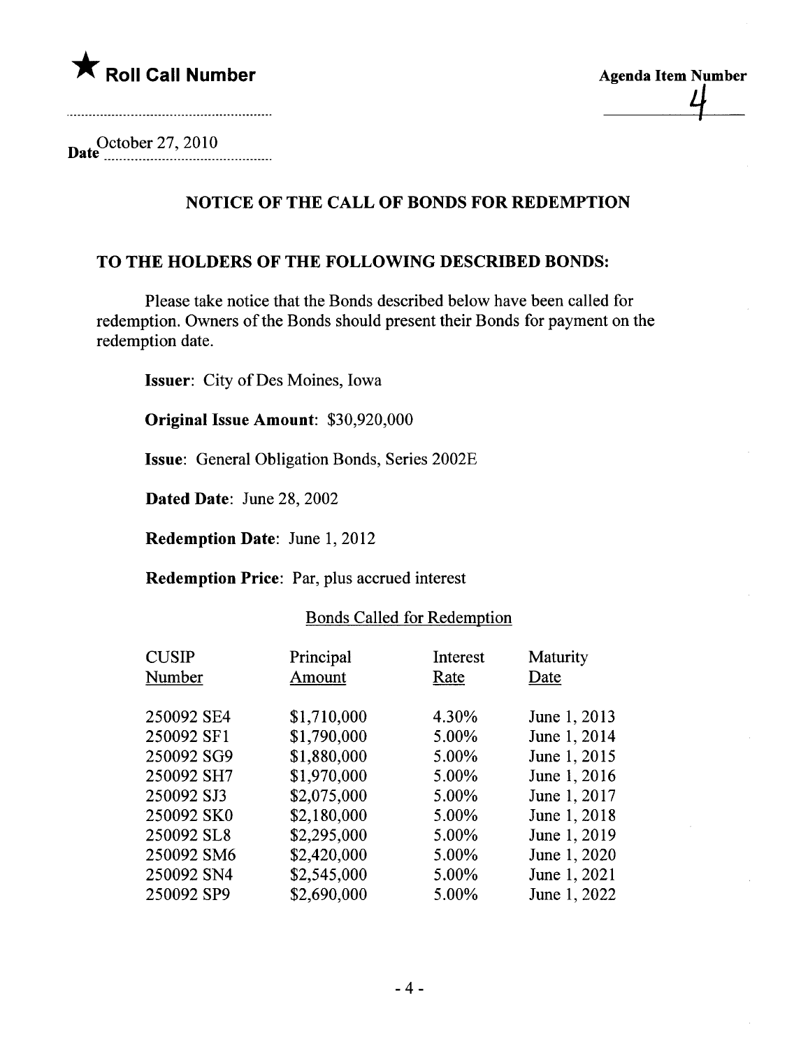★ **Roll Call Number**

**Agenda Item Number**

4

Date October 27, 2010

## NOTICE OF THE CALL OF BONDS FOR REDEMPTION

### TO THE HOLDERS OF THE FOLLOWING DESCRIBED BONDS:

Please take notice that the Bonds described below have been called for redemption. Owners of the Bonds should present their Bonds for payment on the redemption date.

**Issuer**: City of Des Moines, Iowa

**Original Issue Amount**: $30,920,000

**Issue**: General Obligation Bonds, Series 2002E

**Dated Date**: June 28, 2002

**Redemption Date**: June 1, 2012

**Redemption Price**: Par, plus accrued interest

Bonds Called for Redemption

| CUSIP Number | Principal Amount | Interest Rate | Maturity Date |
|---|---|---|---|
| 250092 SE4 | $1,710,000 | 4.30% | June 1, 2013 |
| 250092 SF1 | $1,790,000 | 5.00% | June 1, 2014 |
| 250092 SG9 | $1,880,000 | 5.00% | June 1, 2015 |
| 250092 SH7 | $1,970,000 | 5.00% | June 1, 2016 |
| 250092 SJ3 | $2,075,000 | 5.00% | June 1, 2017 |
| 250092 SK0 | $2,180,000 | 5.00% | June 1, 2018 |
| 250092 SL8 | $2,295,000 | 5.00% | June 1, 2019 |
| 250092 SM6 | $2,420,000 | 5.00% | June 1, 2020 |
| 250092 SN4 | $2,545,000 | 5.00% | June 1, 2021 |
| 250092 SP9 | $2,690,000 | 5.00% | June 1, 2022 |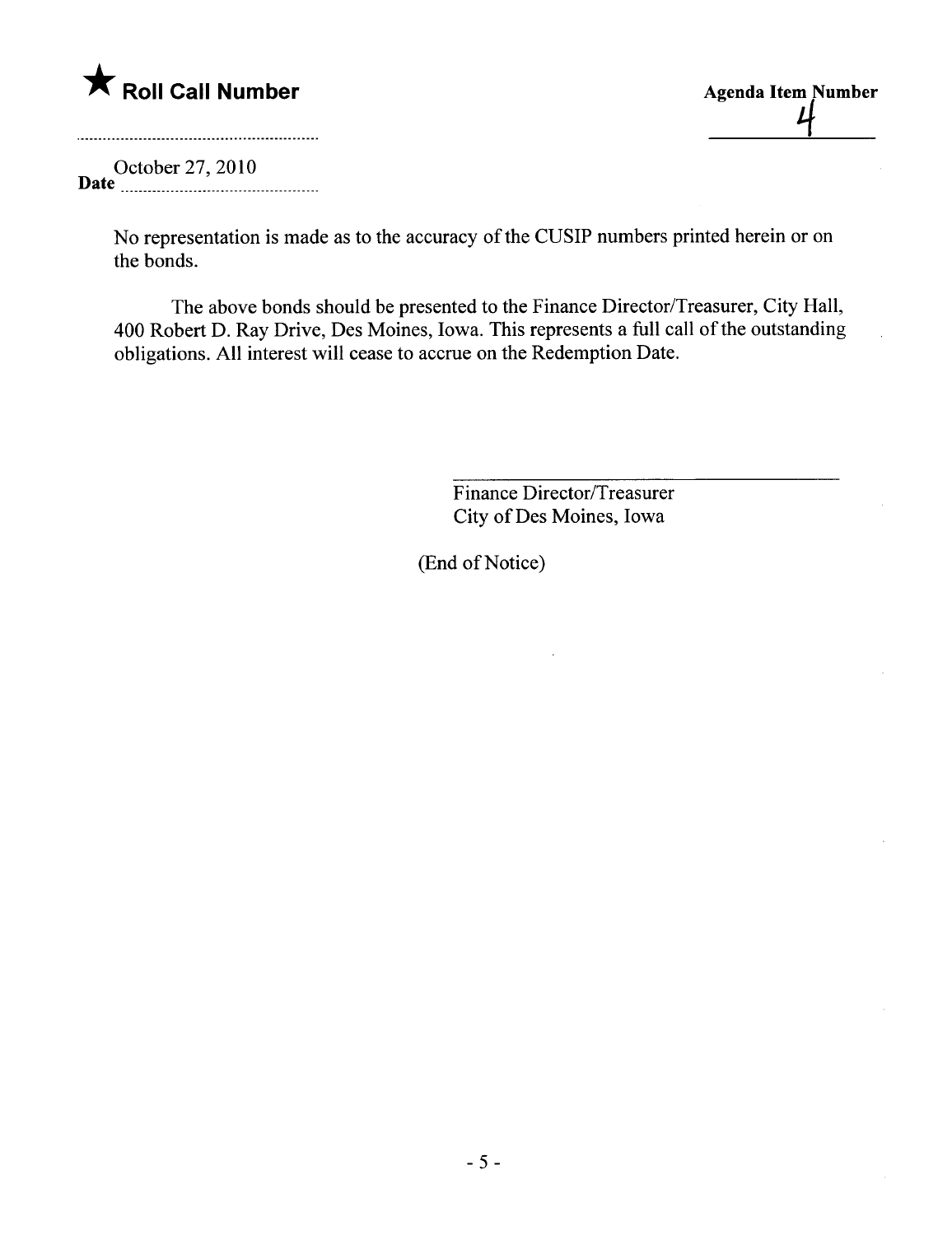★ **Roll Call Number**

**Agenda Item Number** 4

**Date** October 27, 2010

No representation is made as to the accuracy of the CUSIP numbers printed herein or on the bonds.

The above bonds should be presented to the Finance Director/Treasurer, City Hall, 400 Robert D. Ray Drive, Des Moines, Iowa. This represents a full call of the outstanding obligations. All interest will cease to accrue on the Redemption Date.

Finance Director/Treasurer
City of Des Moines, Iowa

(End of Notice)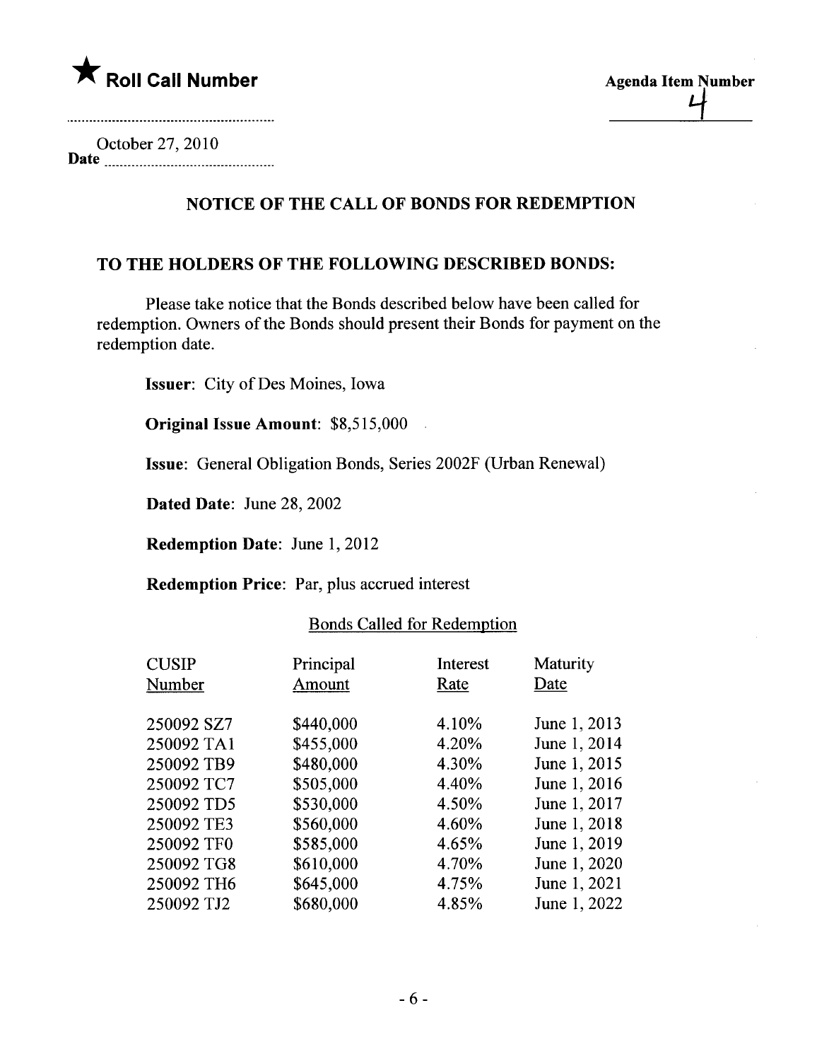★ **Roll Call Number**

**Agenda Item Number** 4

October 27, 2010
**Date**

## NOTICE OF THE CALL OF BONDS FOR REDEMPTION

### TO THE HOLDERS OF THE FOLLOWING DESCRIBED BONDS:

Please take notice that the Bonds described below have been called for redemption. Owners of the Bonds should present their Bonds for payment on the redemption date.

**Issuer**: City of Des Moines, Iowa

**Original Issue Amount**: $8,515,000

**Issue**: General Obligation Bonds, Series 2002F (Urban Renewal)

**Dated Date**: June 28, 2002

**Redemption Date**: June 1, 2012

**Redemption Price**: Par, plus accrued interest

Bonds Called for Redemption

| CUSIP Number | Principal Amount | Interest Rate | Maturity Date |
|---|---|---|---|
| 250092 SZ7 | $440,000 | 4.10% | June 1, 2013 |
| 250092 TA1 | $455,000 | 4.20% | June 1, 2014 |
| 250092 TB9 | $480,000 | 4.30% | June 1, 2015 |
| 250092 TC7 | $505,000 | 4.40% | June 1, 2016 |
| 250092 TD5 | $530,000 | 4.50% | June 1, 2017 |
| 250092 TE3 | $560,000 | 4.60% | June 1, 2018 |
| 250092 TF0 | $585,000 | 4.65% | June 1, 2019 |
| 250092 TG8 | $610,000 | 4.70% | June 1, 2020 |
| 250092 TH6 | $645,000 | 4.75% | June 1, 2021 |
| 250092 TJ2 | $680,000 | 4.85% | June 1, 2022 |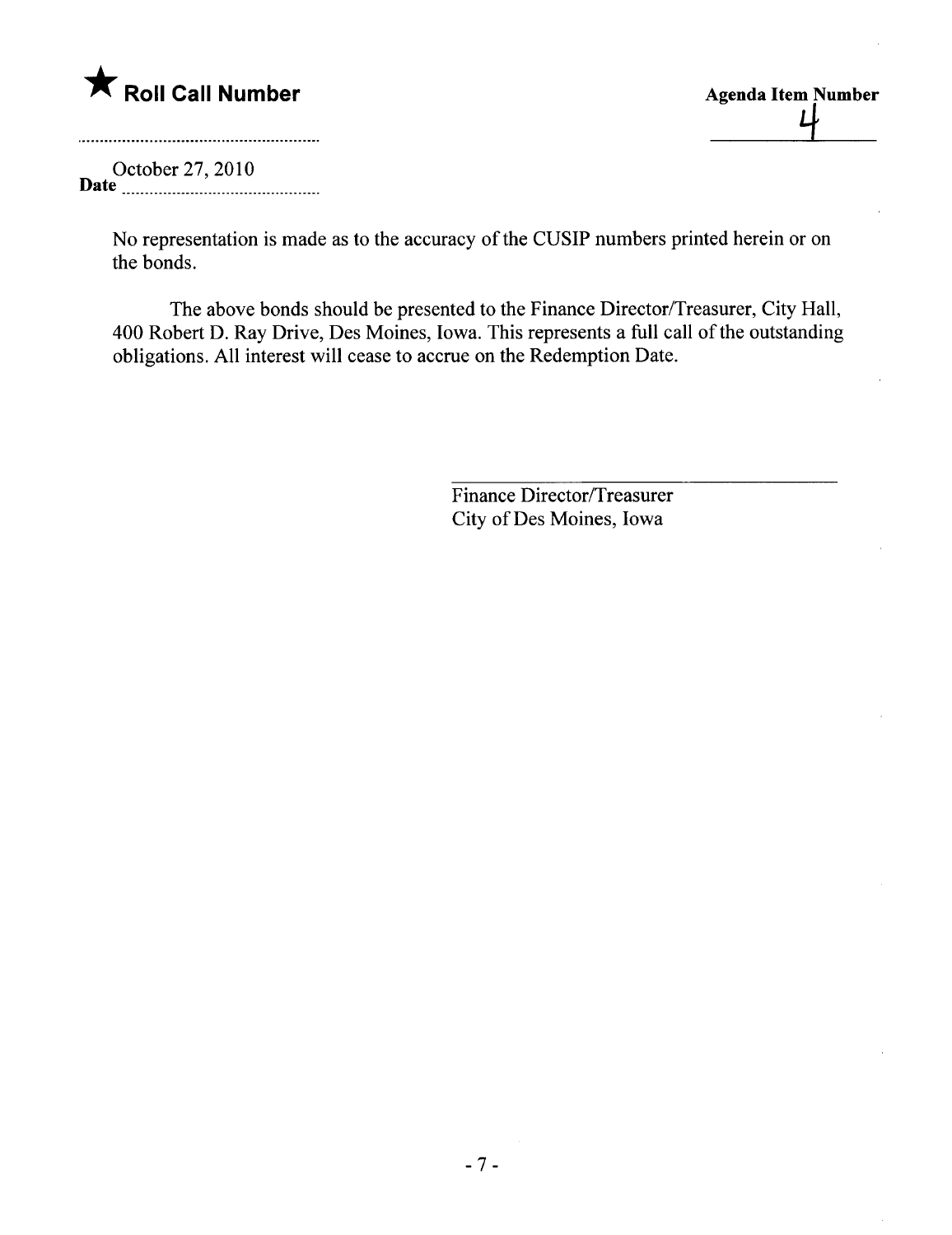★ **Roll Call Number**

**Agenda Item Number**

4

October 27, 2010

**Date**

No representation is made as to the accuracy of the CUSIP numbers printed herein or on the bonds.

The above bonds should be presented to the Finance Director/Treasurer, City Hall, 400 Robert D. Ray Drive, Des Moines, Iowa. This represents a full call of the outstanding obligations. All interest will cease to accrue on the Redemption Date.

Finance Director/Treasurer
City of Des Moines, Iowa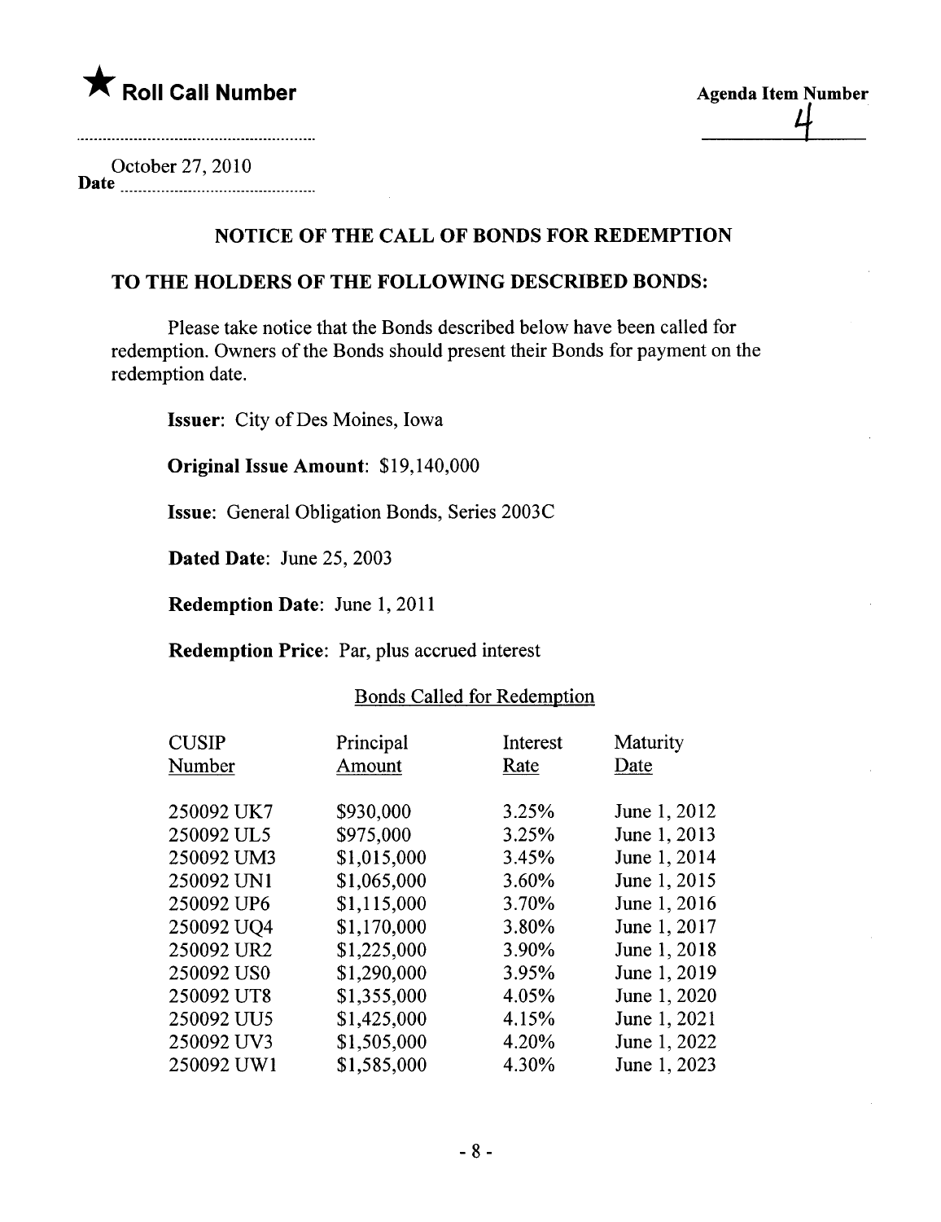★ **Roll Call Number**

**Agenda Item Number**

4

October 27, 2010

**Date**

## NOTICE OF THE CALL OF BONDS FOR REDEMPTION

## TO THE HOLDERS OF THE FOLLOWING DESCRIBED BONDS:

Please take notice that the Bonds described below have been called for redemption. Owners of the Bonds should present their Bonds for payment on the redemption date.

**Issuer**: City of Des Moines, Iowa

**Original Issue Amount**: $19,140,000

**Issue**: General Obligation Bonds, Series 2003C

**Dated Date**: June 25, 2003

**Redemption Date**: June 1, 2011

**Redemption Price**: Par, plus accrued interest

Bonds Called for Redemption

| CUSIP Number | Principal Amount | Interest Rate | Maturity Date |
|---|---|---|---|
| 250092 UK7 | $930,000 | 3.25% | June 1, 2012 |
| 250092 UL5 | $975,000 | 3.25% | June 1, 2013 |
| 250092 UM3 | $1,015,000 | 3.45% | June 1, 2014 |
| 250092 UN1 | $1,065,000 | 3.60% | June 1, 2015 |
| 250092 UP6 | $1,115,000 | 3.70% | June 1, 2016 |
| 250092 UQ4 | $1,170,000 | 3.80% | June 1, 2017 |
| 250092 UR2 | $1,225,000 | 3.90% | June 1, 2018 |
| 250092 US0 | $1,290,000 | 3.95% | June 1, 2019 |
| 250092 UT8 | $1,355,000 | 4.05% | June 1, 2020 |
| 250092 UU5 | $1,425,000 | 4.15% | June 1, 2021 |
| 250092 UV3 | $1,505,000 | 4.20% | June 1, 2022 |
| 250092 UW1 | $1,585,000 | 4.30% | June 1, 2023 |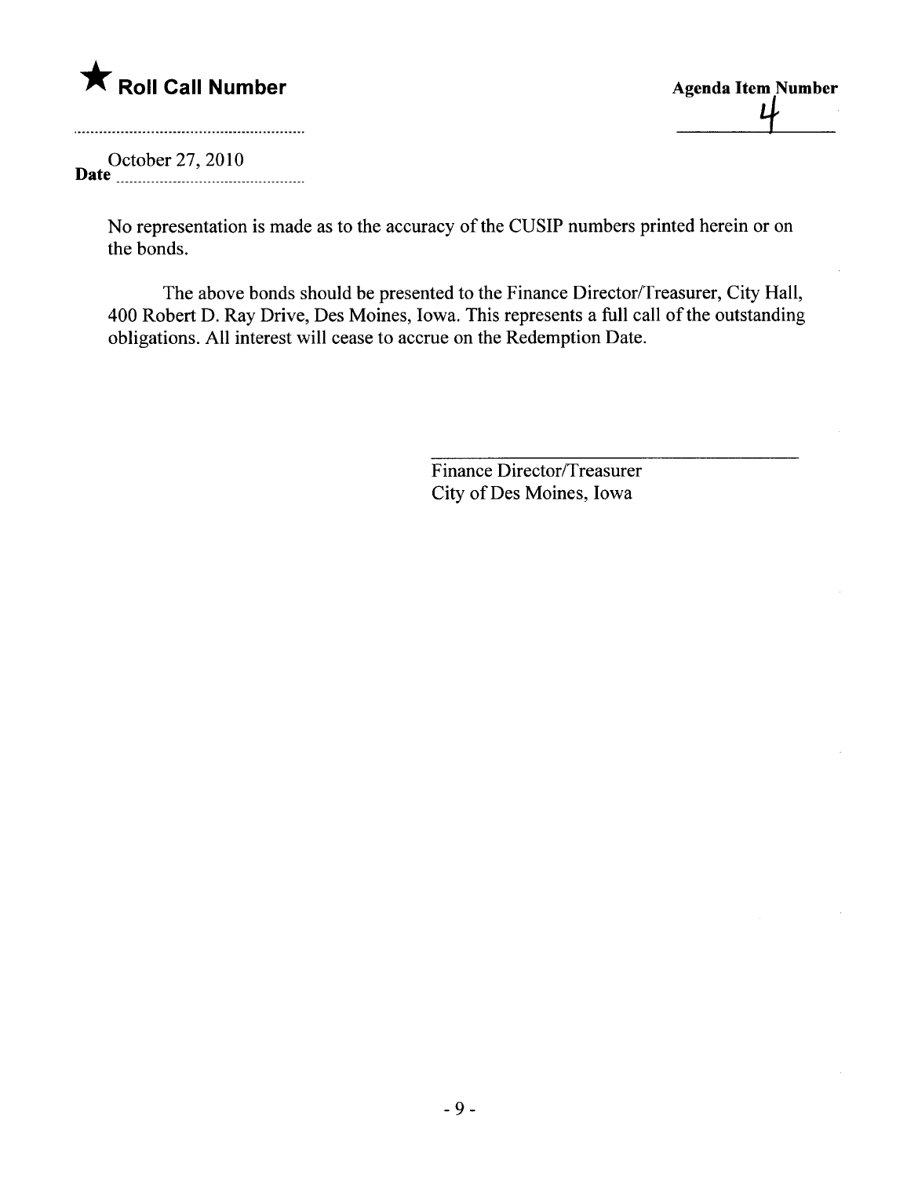★ **Roll Call Number**

**Agenda Item Number**

4

**Date** October 27, 2010

No representation is made as to the accuracy of the CUSIP numbers printed herein or on the bonds.

The above bonds should be presented to the Finance Director/Treasurer, City Hall, 400 Robert D. Ray Drive, Des Moines, Iowa. This represents a full call of the outstanding obligations. All interest will cease to accrue on the Redemption Date.

Finance Director/Treasurer
City of Des Moines, Iowa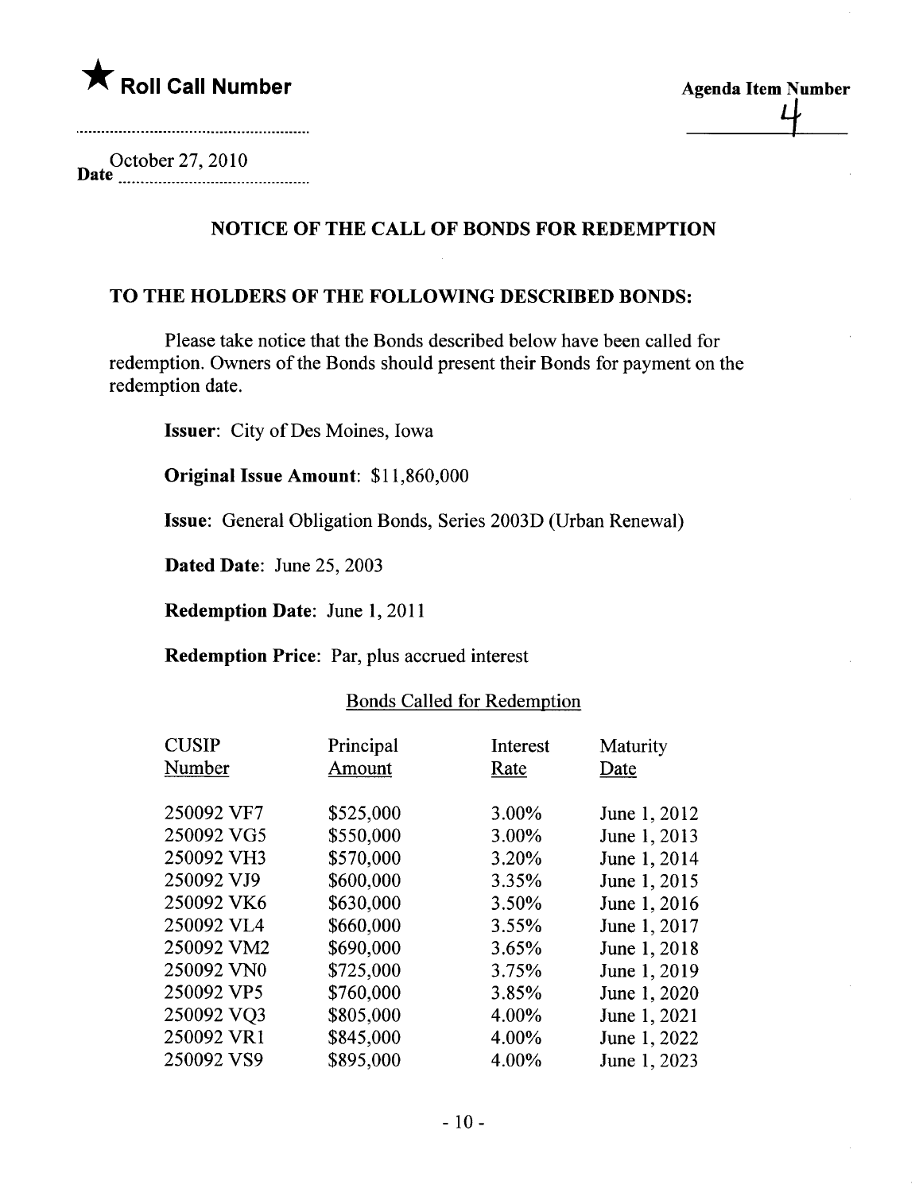★ **Roll Call Number**

**Agenda Item Number**
4

Date October 27, 2010

## NOTICE OF THE CALL OF BONDS FOR REDEMPTION

### TO THE HOLDERS OF THE FOLLOWING DESCRIBED BONDS:

Please take notice that the Bonds described below have been called for redemption. Owners of the Bonds should present their Bonds for payment on the redemption date.

**Issuer**: City of Des Moines, Iowa

**Original Issue Amount**: $11,860,000

**Issue**: General Obligation Bonds, Series 2003D (Urban Renewal)

**Dated Date**: June 25, 2003

**Redemption Date**: June 1, 2011

**Redemption Price**: Par, plus accrued interest

Bonds Called for Redemption

| CUSIP Number | Principal Amount | Interest Rate | Maturity Date |
|---|---|---|---|
| 250092 VF7 | $525,000 | 3.00% | June 1, 2012 |
| 250092 VG5 | $550,000 | 3.00% | June 1, 2013 |
| 250092 VH3 | $570,000 | 3.20% | June 1, 2014 |
| 250092 VJ9 | $600,000 | 3.35% | June 1, 2015 |
| 250092 VK6 | $630,000 | 3.50% | June 1, 2016 |
| 250092 VL4 | $660,000 | 3.55% | June 1, 2017 |
| 250092 VM2 | $690,000 | 3.65% | June 1, 2018 |
| 250092 VN0 | $725,000 | 3.75% | June 1, 2019 |
| 250092 VP5 | $760,000 | 3.85% | June 1, 2020 |
| 250092 VQ3 | $805,000 | 4.00% | June 1, 2021 |
| 250092 VR1 | $845,000 | 4.00% | June 1, 2022 |
| 250092 VS9 | $895,000 | 4.00% | June 1, 2023 |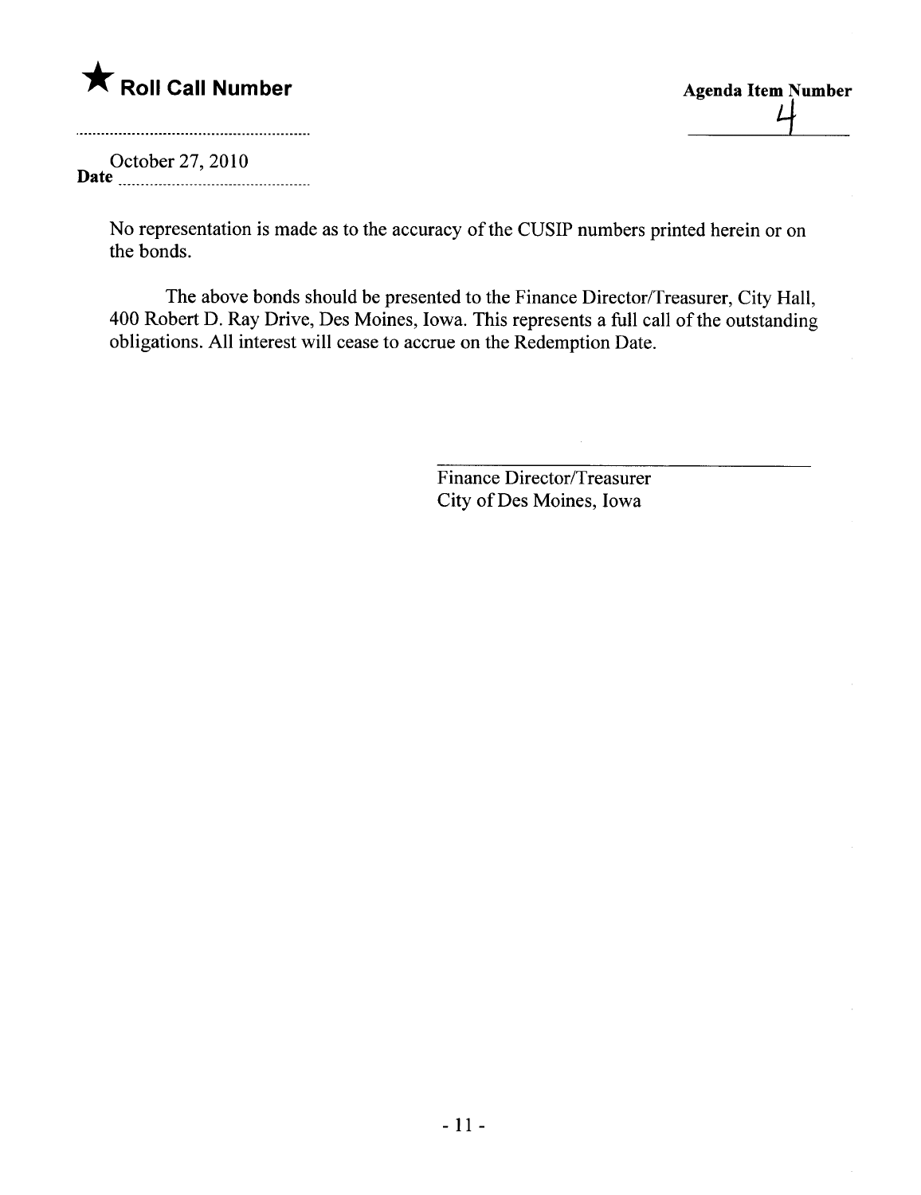★ **Roll Call Number**

**Agenda Item Number**

4

October 27, 2010

**Date**

No representation is made as to the accuracy of the CUSIP numbers printed herein or on the bonds.

The above bonds should be presented to the Finance Director/Treasurer, City Hall, 400 Robert D. Ray Drive, Des Moines, Iowa. This represents a full call of the outstanding obligations. All interest will cease to accrue on the Redemption Date.

Finance Director/Treasurer
City of Des Moines, Iowa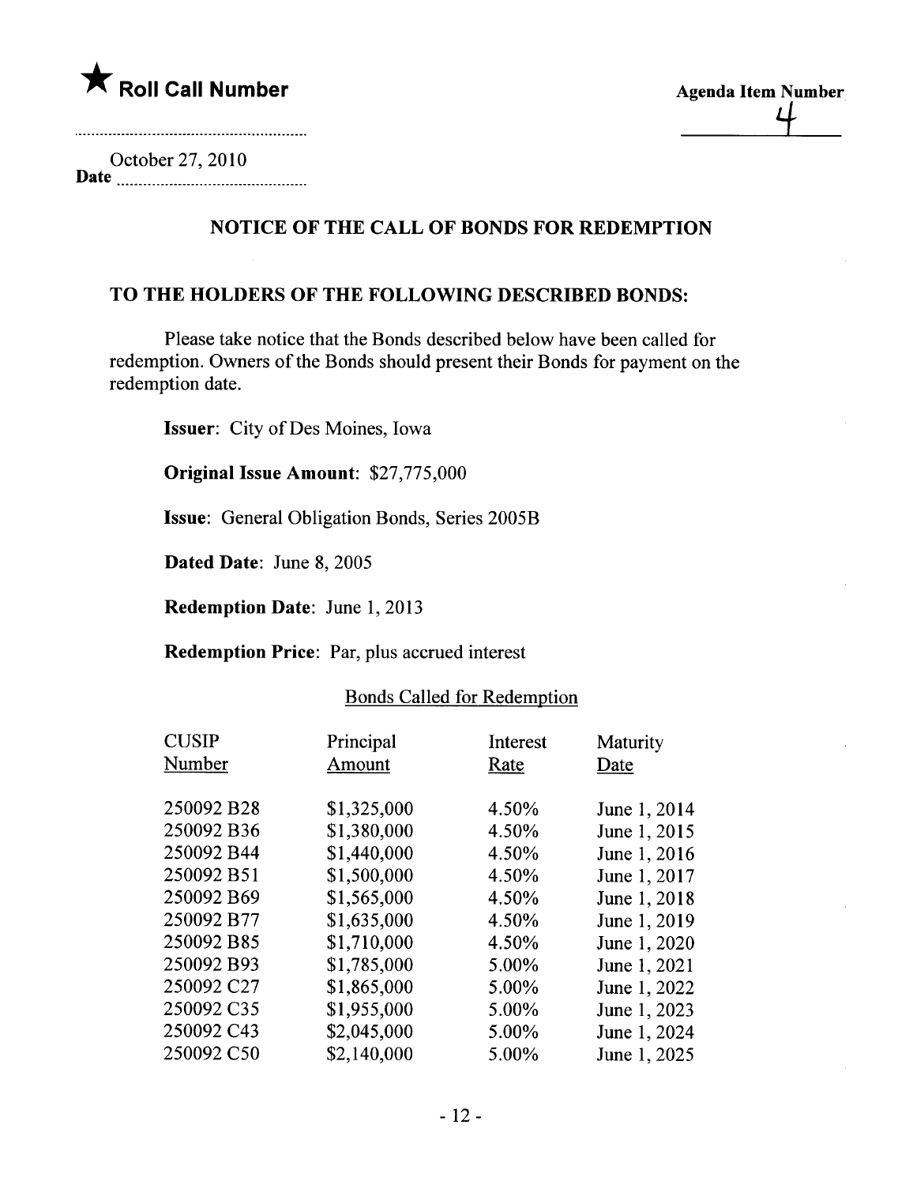★ **Roll Call Number**

**Agenda Item Number** 4

October 27, 2010
**Date**

## NOTICE OF THE CALL OF BONDS FOR REDEMPTION

### TO THE HOLDERS OF THE FOLLOWING DESCRIBED BONDS:

Please take notice that the Bonds described below have been called for redemption. Owners of the Bonds should present their Bonds for payment on the redemption date.

**Issuer**: City of Des Moines, Iowa

**Original Issue Amount**: $27,775,000

**Issue**: General Obligation Bonds, Series 2005B

**Dated Date**: June 8, 2005

**Redemption Date**: June 1, 2013

**Redemption Price**: Par, plus accrued interest

Bonds Called for Redemption

| CUSIP Number | Principal Amount | Interest Rate | Maturity Date |
|---|---|---|---|
| 250092 B28 | $1,325,000 | 4.50% | June 1, 2014 |
| 250092 B36 | $1,380,000 | 4.50% | June 1, 2015 |
| 250092 B44 | $1,440,000 | 4.50% | June 1, 2016 |
| 250092 B51 | $1,500,000 | 4.50% | June 1, 2017 |
| 250092 B69 | $1,565,000 | 4.50% | June 1, 2018 |
| 250092 B77 | $1,635,000 | 4.50% | June 1, 2019 |
| 250092 B85 | $1,710,000 | 4.50% | June 1, 2020 |
| 250092 B93 | $1,785,000 | 5.00% | June 1, 2021 |
| 250092 C27 | $1,865,000 | 5.00% | June 1, 2022 |
| 250092 C35 | $1,955,000 | 5.00% | June 1, 2023 |
| 250092 C43 | $2,045,000 | 5.00% | June 1, 2024 |
| 250092 C50 | $2,140,000 | 5.00% | June 1, 2025 |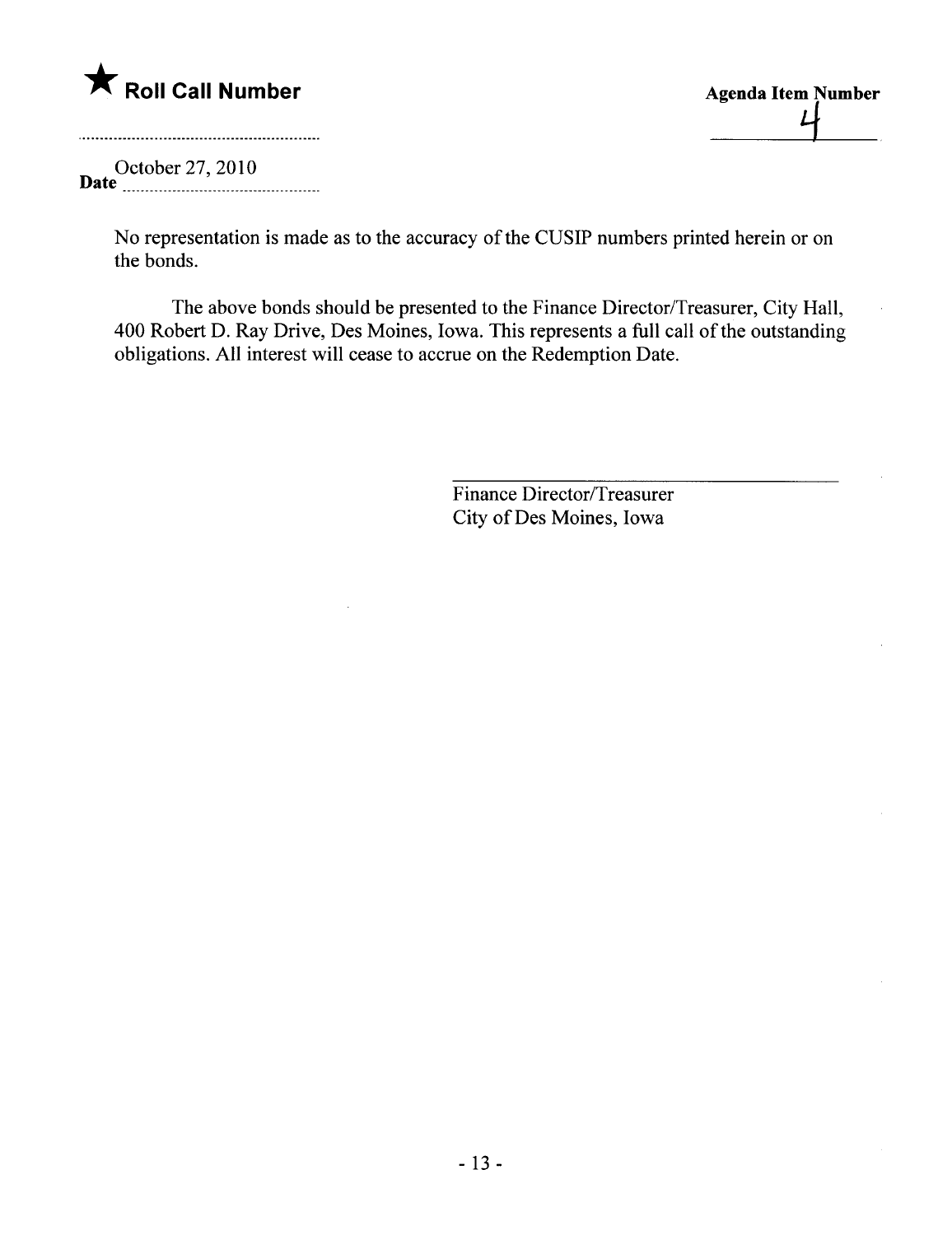★ **Roll Call Number**

**Agenda Item Number**

4

**Date** October 27, 2010

No representation is made as to the accuracy of the CUSIP numbers printed herein or on the bonds.

The above bonds should be presented to the Finance Director/Treasurer, City Hall, 400 Robert D. Ray Drive, Des Moines, Iowa. This represents a full call of the outstanding obligations. All interest will cease to accrue on the Redemption Date.

Finance Director/Treasurer
City of Des Moines, Iowa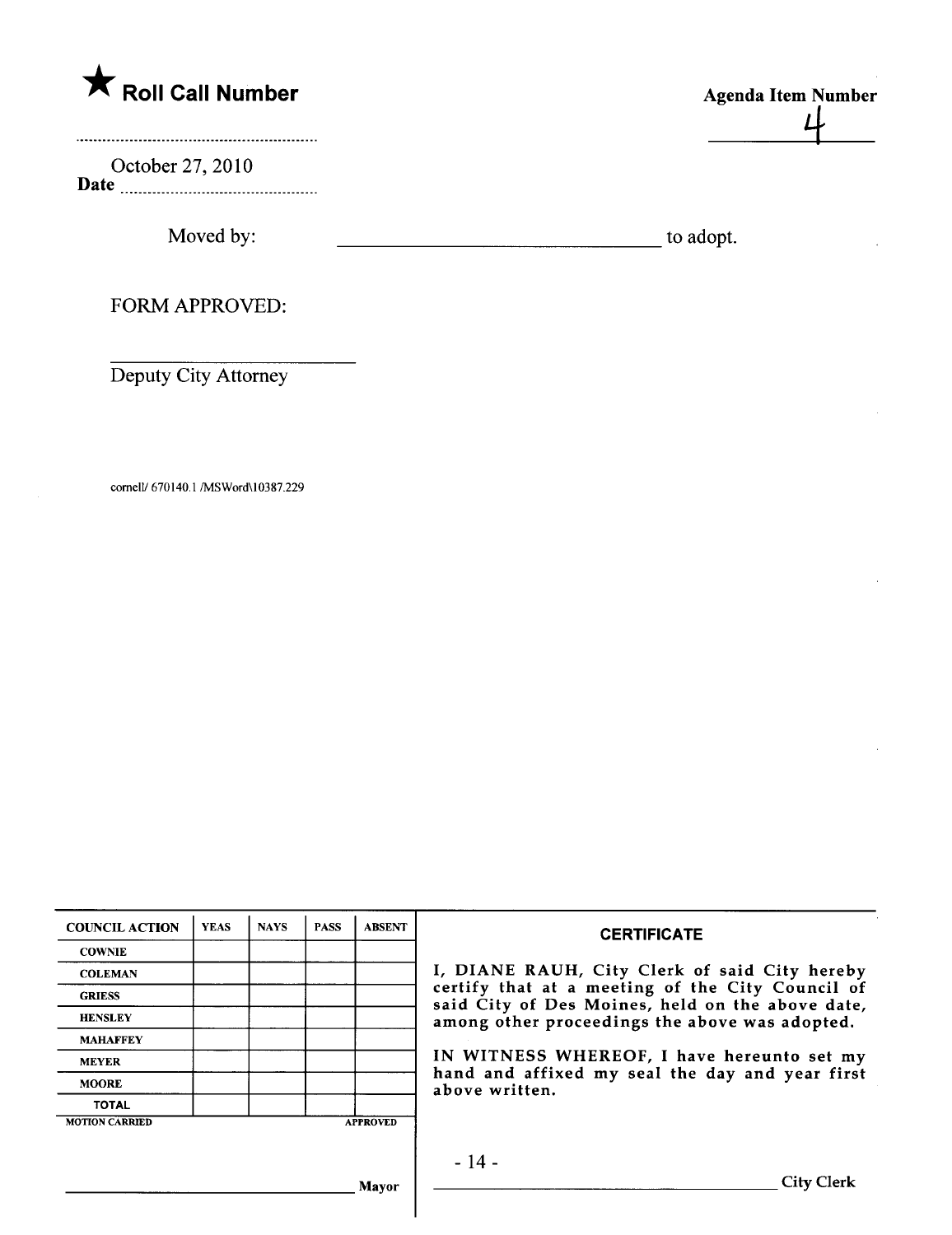★ **Roll Call Number**

**Agenda Item Number**

4

October 27, 2010

**Date** ..........................................

Moved by: ________________________________ to adopt.

FORM APPROVED:

_________________________

Deputy City Attorney

cornell/ 670140.1 /MSWord\10387.229

| COUNCIL ACTION | YEAS | NAYS | PASS | ABSENT |
|---|---|---|---|---|
| COWNIE | | | | |
| COLEMAN | | | | |
| GRIESS | | | | |
| HENSLEY | | | | |
| MAHAFFEY | | | | |
| MEYER | | | | |
| MOORE | | | | |
| TOTAL | | | | |

MOTION CARRIED APPROVED

_________________________________ Mayor

**CERTIFICATE**

I, DIANE RAUH, City Clerk of said City hereby certify that at a meeting of the City Council of said City of Des Moines, held on the above date, among other proceedings the above was adopted.

IN WITNESS WHEREOF, I have hereunto set my hand and affixed my seal the day and year first above written.

_________________________________ City Clerk